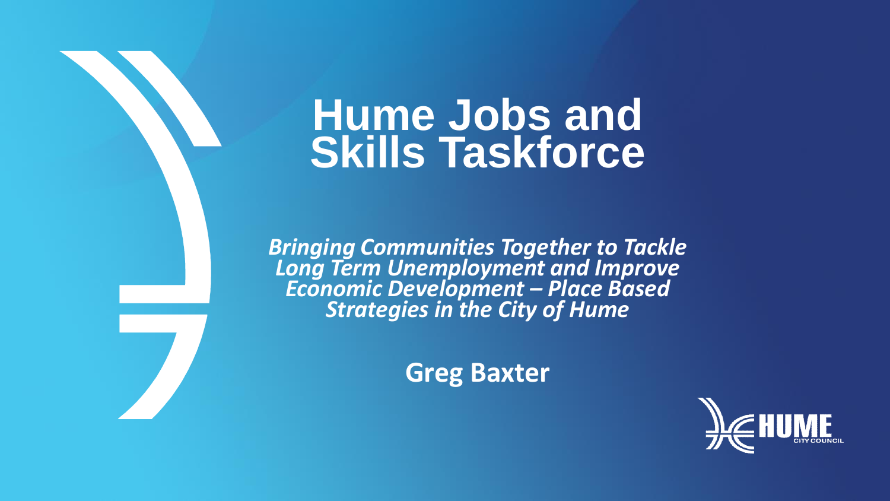# Hume Jobs and Skills Taskforce

***Bringing Communities Together to Tackle Long Term Unemployment and Improve Economic Development – Place Based Strategies in the City of Hume***

**Greg Baxter**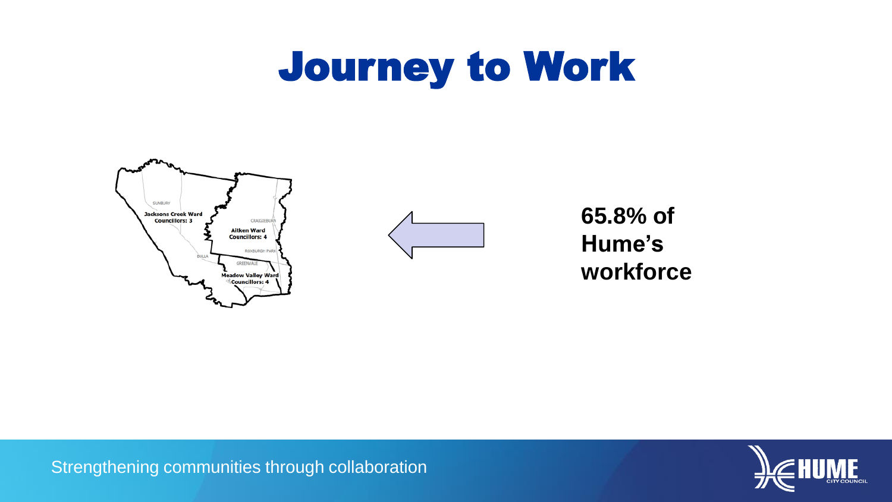# Journey to Work

**65.8% of Hume's workforce**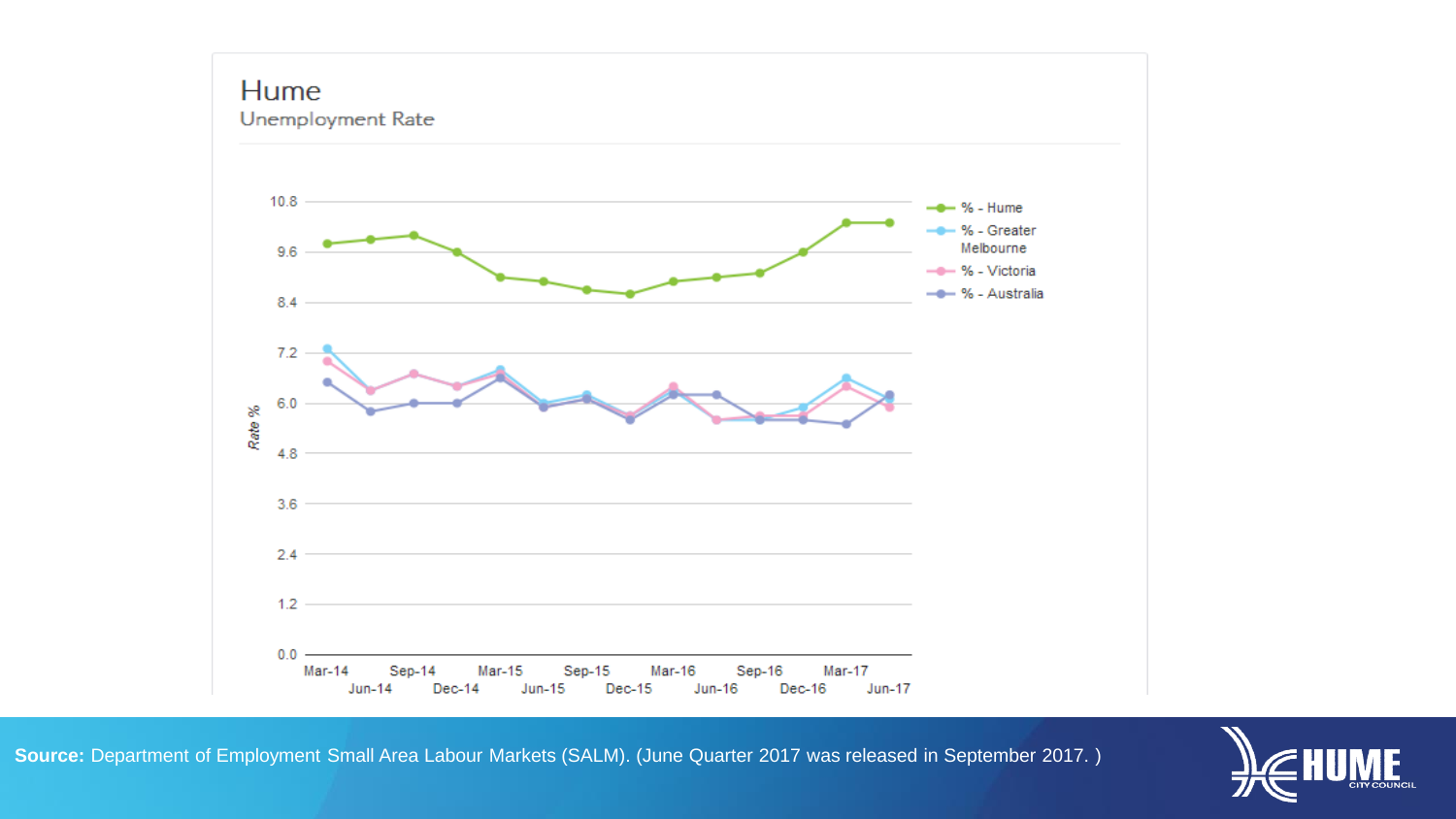# Hume

## Unemployment Rate

**Source:** Department of Employment Small Area Labour Markets (SALM). (June Quarter 2017 was released in September 2017. )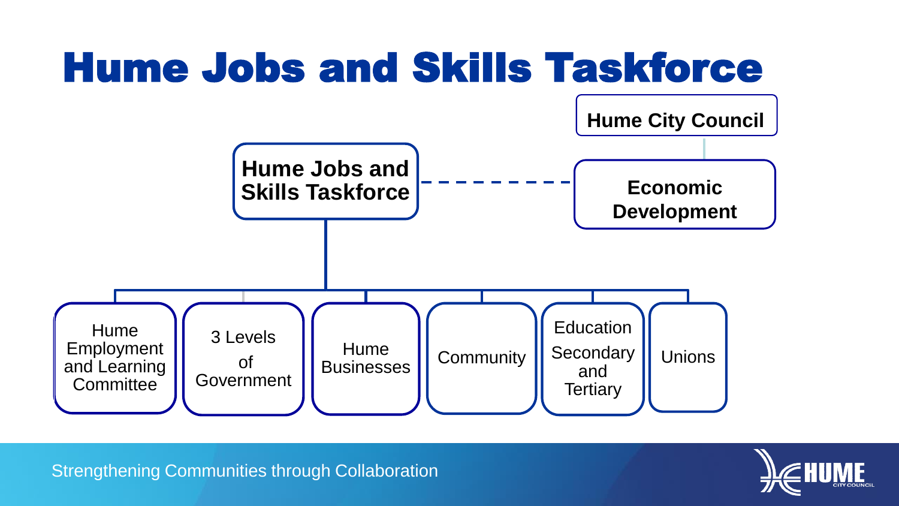# Hume Jobs and Skills Taskforce

Hume City Council

Economic Development

Hume Jobs and Skills Taskforce

- Hume Employment and Learning Committee
- 3 Levels of Government
- Hume Businesses
- Community
- Education Secondary and Tertiary
- Unions

Strengthening Communities through Collaboration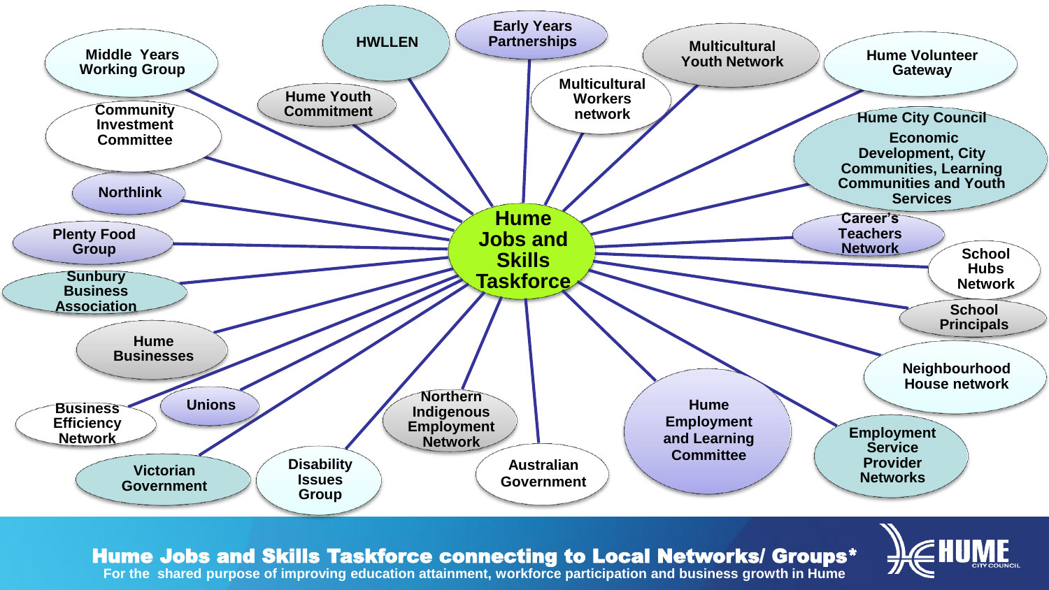# Hume Jobs and Skills Taskforce

- Middle Years Working Group
- HWLLEN
- Early Years Partnerships
- Multicultural Youth Network
- Hume Volunteer Gateway
- Community Investment Committee
- Hume Youth Commitment
- Multicultural Workers network
- Hume City Council Economic Development, City Communities, Learning Communities and Youth Services
- Northlink
- Career's Teachers Network
- Plenty Food Group
- School Hubs Network
- Sunbury Business Association
- School Principals
- Hume Businesses
- Neighbourhood House network
- Business Efficiency Network
- Unions
- Northern Indigenous Employment Network
- Hume Employment and Learning Committee
- Employment Service Provider Networks
- Victorian Government
- Disability Issues Group
- Australian Government

**Hume Jobs and Skills Taskforce connecting to Local Networks/ Groups***

For the shared purpose of improving education attainment, workforce participation and business growth in Hume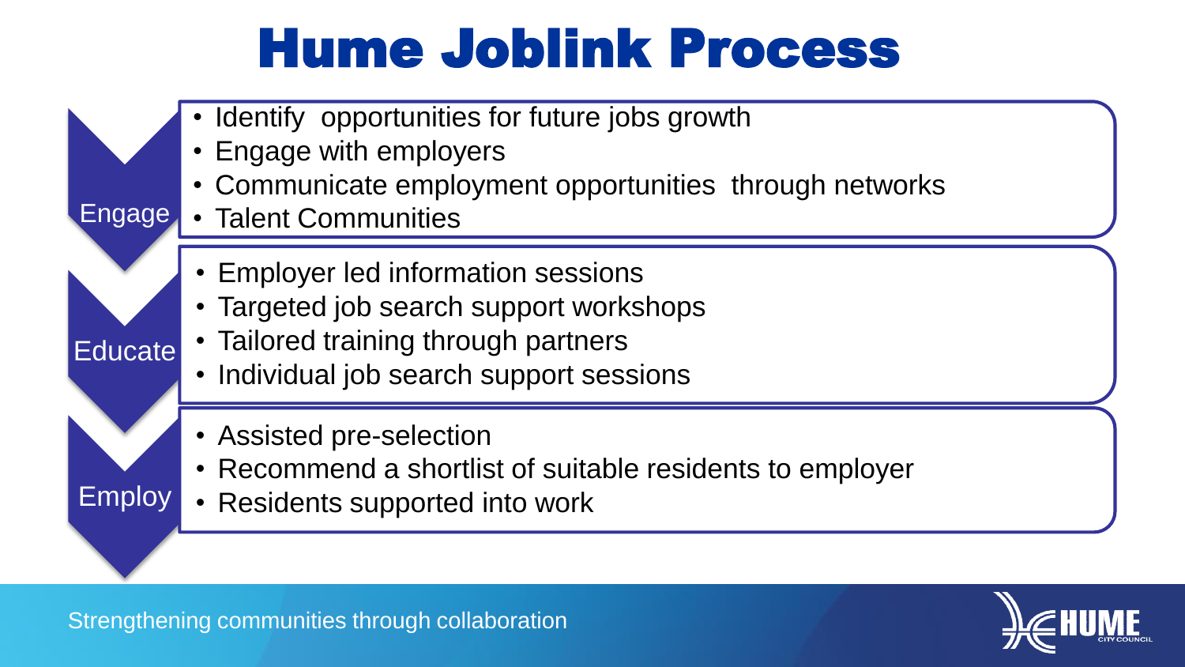# Hume Joblink Process

## Engage

- Identify opportunities for future jobs growth
- Engage with employers
- Communicate employment opportunities through networks
- Talent Communities

## Educate

- Employer led information sessions
- Targeted job search support workshops
- Tailored training through partners
- Individual job search support sessions

## Employ

- Assisted pre-selection
- Recommend a shortlist of suitable residents to employer
- Residents supported into work

Strengthening communities through collaboration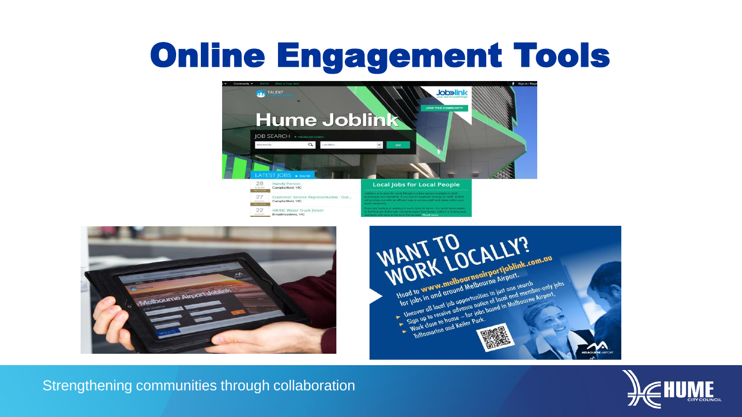# Online Engagement Tools

Hume Joblink

JOB SEARCH

LATEST JOBS

28 Handy Person
Campbellfield, VIC

27 Customer Service Representative - Out...
Campbellfield, VIC

22 HR/HC Water Truck Driver
Broadmeadows, VIC

Local Jobs for Local People

Melbourne Airport Joblink

WANT TO WORK LOCALLY?

Head to www.melbourneairportjoblink.com.au for jobs in and around Melbourne Airport.

- Uncover all local job opportunities in just one search
- Sign up to receive advance notice of local and member-only jobs
- Work close to home – for jobs based in Melbourne Airport, Tullamarine and Keilor Park.

Strengthening communities through collaboration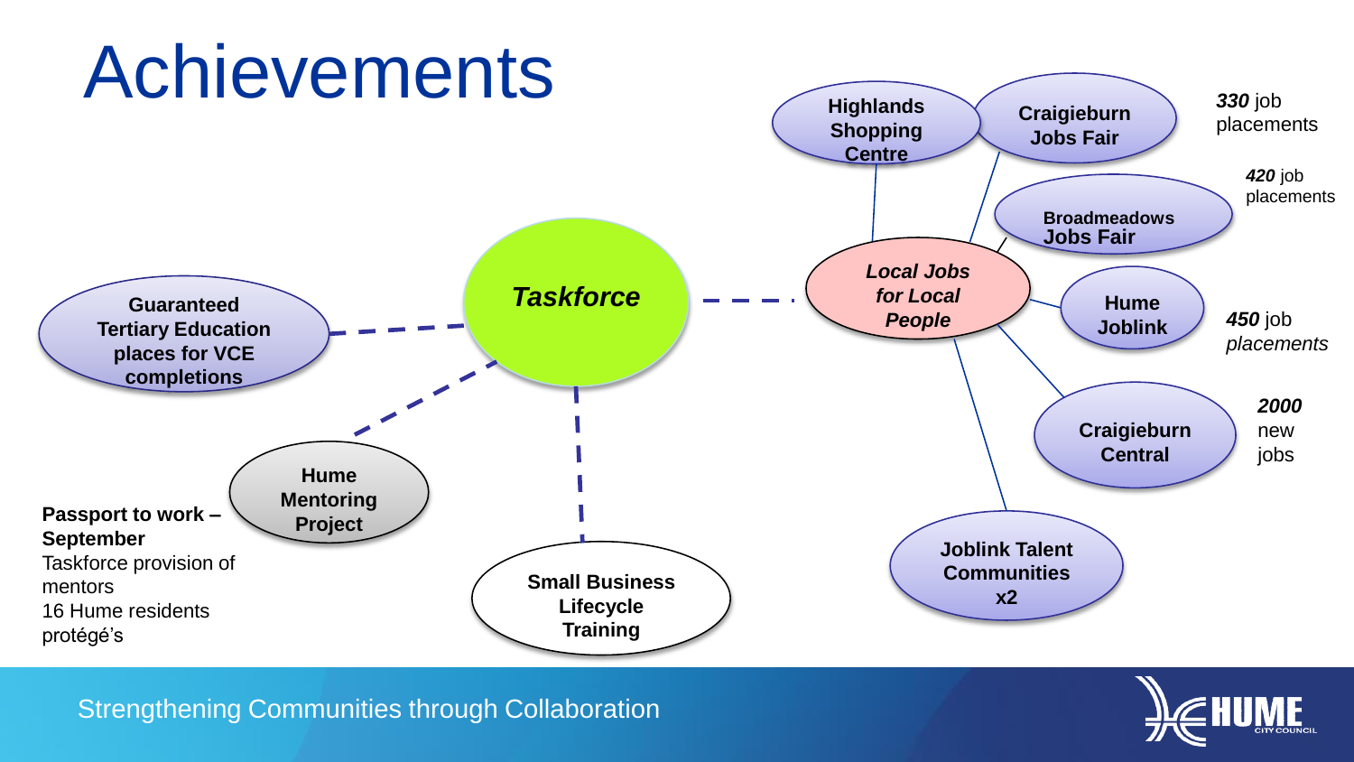# Achievements

**Taskforce**

- **Guaranteed Tertiary Education places for VCE completions**
- **Hume Mentoring Project**
  - **Passport to work – September**
  - Taskforce provision of mentors
  - 16 Hume residents protégé's
- **Small Business Lifecycle Training**
- ***Local Jobs for Local People***
  - **Highlands Shopping Centre**
  - **Craigieburn Jobs Fair** – ***330*** job placements
  - **Broadmeadows Jobs Fair** – ***420*** job placements
  - **Hume Joblink** – ***450*** job *placements*
  - **Craigieburn Central** – ***2000*** new jobs
  - **Joblink Talent Communities x2**

Strengthening Communities through Collaboration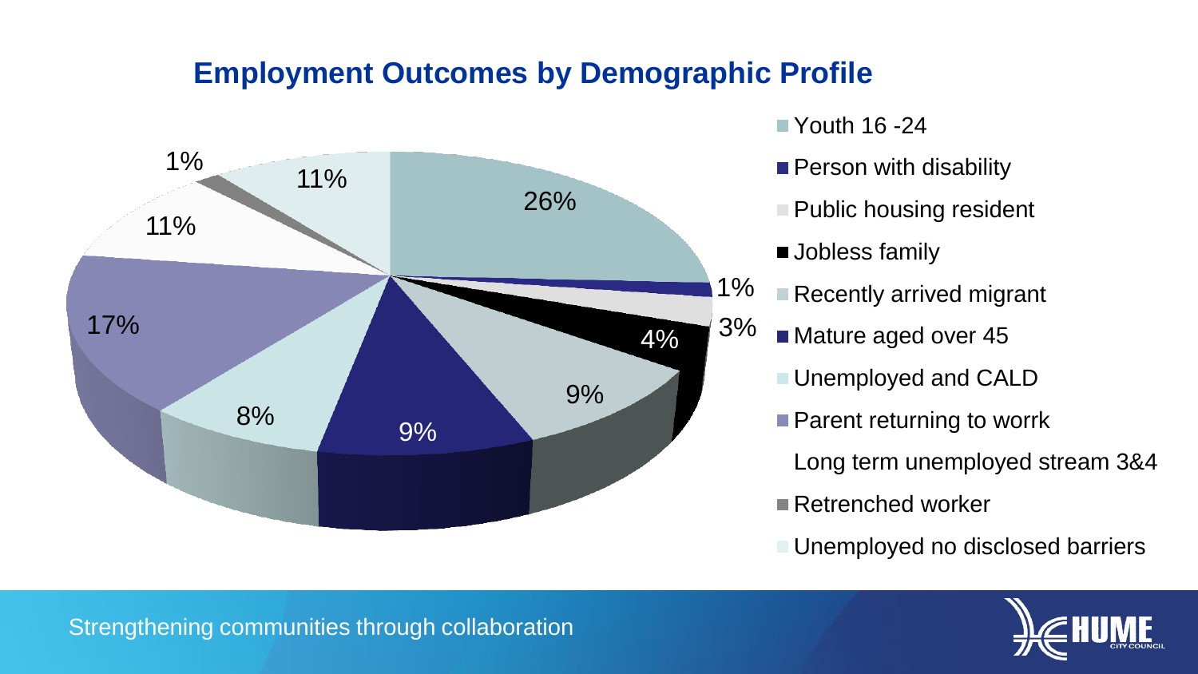## Employment Outcomes by Demographic Profile

- Youth 16 -24
- Person with disability
- Public housing resident
- Jobless family
- Recently arrived migrant
- Mature aged over 45
- Unemployed and CALD
- Parent returning to worrk
- Long term unemployed stream 3&4
- Retrenched worker
- Unemployed no disclosed barriers

26%, 1%, 3%, 4%, 9%, 9%, 8%, 17%, 11%, 1%, 11%

Strengthening communities through collaboration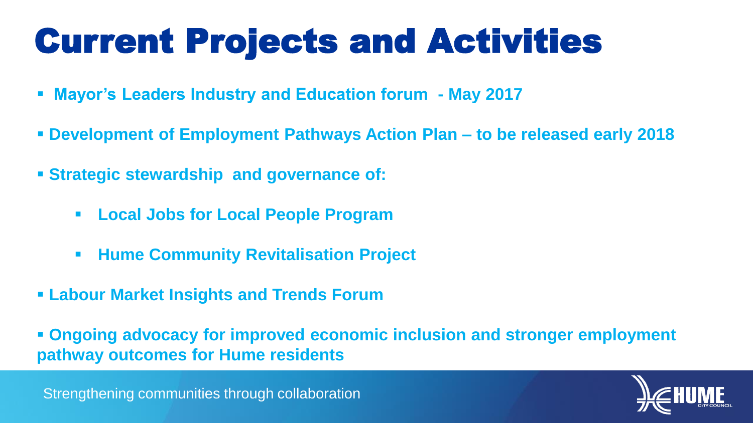# Current Projects and Activities

- **Mayor's Leaders Industry and Education forum - May 2017**
- **Development of Employment Pathways Action Plan – to be released early 2018**
- **Strategic stewardship and governance of:**
  - **Local Jobs for Local People Program**
  - **Hume Community Revitalisation Project**
- **Labour Market Insights and Trends Forum**
- **Ongoing advocacy for improved economic inclusion and stronger employment pathway outcomes for Hume residents**

Strengthening communities through collaboration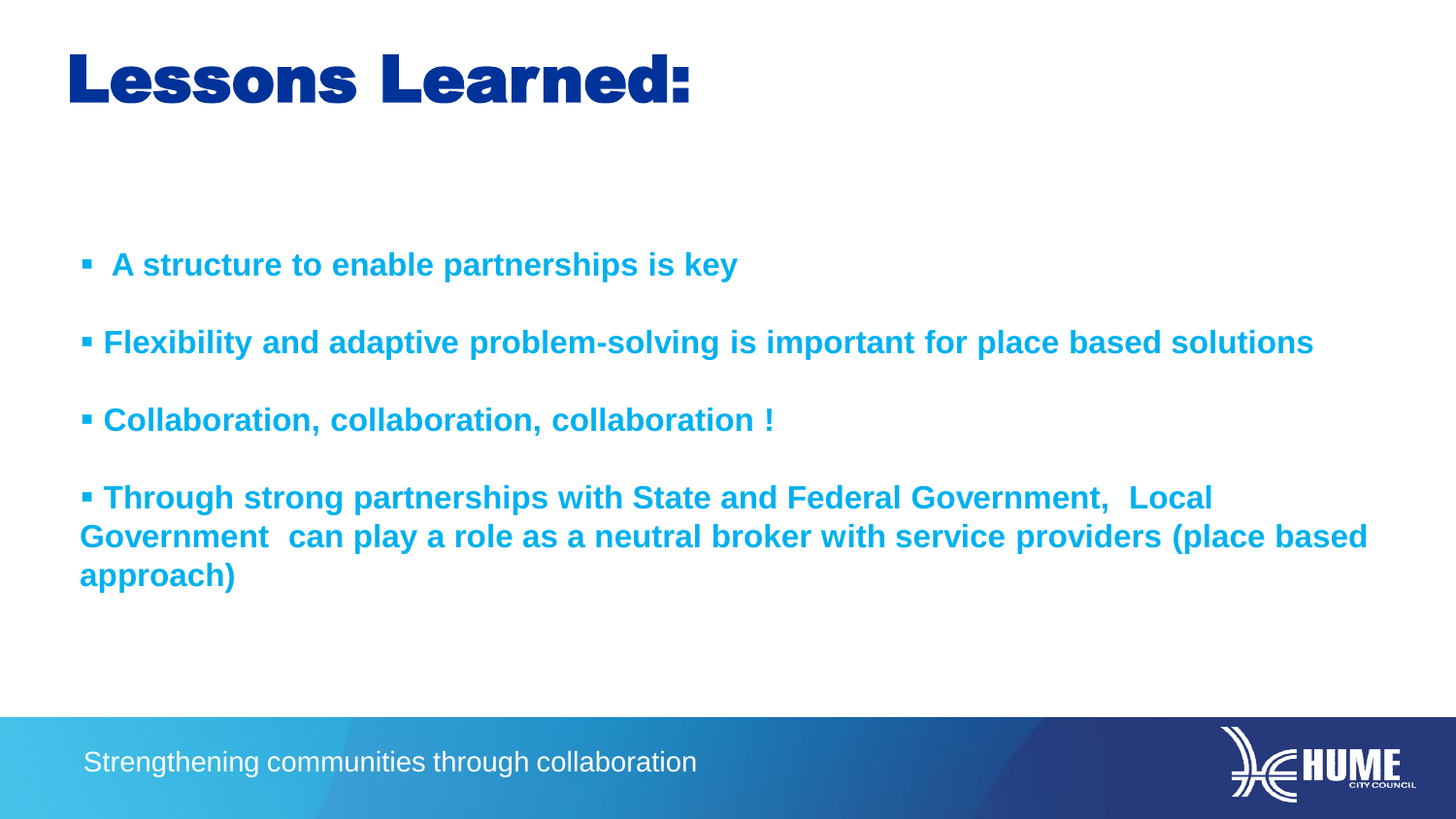# Lessons Learned:

- **A structure to enable partnerships is key**
- **Flexibility and adaptive problem-solving is important for place based solutions**
- **Collaboration, collaboration, collaboration !**
- **Through strong partnerships with State and Federal Government, Local Government can play a role as a neutral broker with service providers (place based approach)**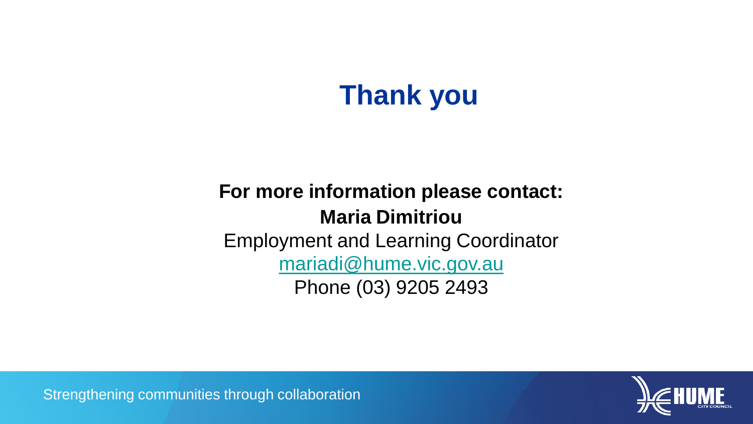# Thank you

**For more information please contact:**
**Maria Dimitriou**
Employment and Learning Coordinator
mariadi@hume.vic.gov.au
Phone (03) 9205 2493

Strengthening communities through collaboration